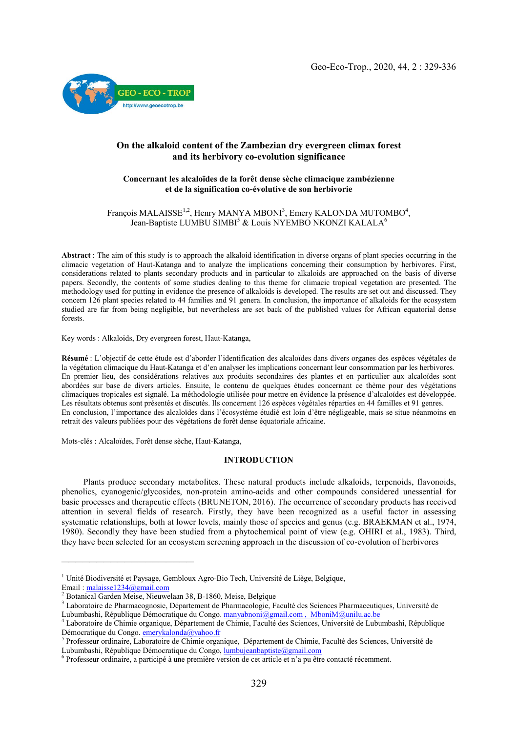# On the alkaloid content of the Zambezian dry evergreen climax forest and its herbivory co-evolution significance

## Concernant les alcaloïdes de la forêt dense sèche climacique zambézienne et de la signification co-évolutive de son herbivorie

François MALAISSE[1,2], Henry MANYA MBONI[3], Emery KALONDA MUTOMBO[4], Jean-Baptiste LUMBU SIMBI[5] & Louis NYEMBO NKONZI KALALA[6]

**Abstract** : The aim of this study is to approach the alkaloid identification in diverse organs of plant species occurring in the climacic vegetation of Haut-Katanga and to analyze the implications concerning their consumption by herbivores. First, considerations related to plants secondary products and in particular to alkaloids are approached on the basis of diverse papers. Secondly, the contents of some studies dealing to this theme for climacic tropical vegetation are presented. The methodology used for putting in evidence the presence of alkaloids is developed. The results are set out and discussed. They concern 126 plant species related to 44 families and 91 genera. In conclusion, the importance of alkaloids for the ecosystem studied are far from being negligible, but nevertheless are set back of the published values for African equatorial dense forests.

Key words : Alkaloids, Dry evergreen forest, Haut-Katanga,

**Résumé** : L'objectif de cette étude est d'aborder l'identification des alcaloïdes dans divers organes des espèces végétales de la végétation climacique du Haut-Katanga et d'en analyser les implications concernant leur consommation par les herbivores. En premier lieu, des considérations relatives aux produits secondaires des plantes et en particulier aux alcaloïdes sont abordées sur base de divers articles. Ensuite, le contenu de quelques études concernant ce thème pour des végétations climaciques tropicales est signalé. La méthodologie utilisée pour mettre en évidence la présence d'alcaloïdes est développée. Les résultats obtenus sont présentés et discutés. Ils concernent 126 espèces végétales réparties en 44 familles et 91 genres.
En conclusion, l'importance des alcaloïdes dans l'écosystème étudié est loin d'être négligeable, mais se situe néanmoins en retrait des valeurs publiées pour des végétations de forêt dense équatoriale africaine.

Mots-clés : Alcaloïdes, Forêt dense sèche, Haut-Katanga,

## INTRODUCTION

Plants produce secondary metabolites. These natural products include alkaloids, terpenoids, flavonoids, phenolics, cyanogenic/glycosides, non-protein amino-acids and other compounds considered unessential for basic processes and therapeutic effects (BRUNETON, 2016). The occurrence of secondary products has received attention in several fields of research. Firstly, they have been recognized as a useful factor in assessing systematic relationships, both at lower levels, mainly those of species and genus (e.g. BRAEKMAN et al., 1974, 1980). Secondly they have been studied from a phytochemical point of view (e.g. OHIRI et al., 1983). Third, they have been selected for an ecosystem screening approach in the discussion of co-evolution of herbivores

---

[1] Unité Biodiversité et Paysage, Gembloux Agro-Bio Tech, Université de Liège, Belgique, Email : malaisse1234@gmail.com
[2] Botanical Garden Meise, Nieuwelaan 38, B-1860, Meise, Belgique
[3] Laboratoire de Pharmacognosie, Département de Pharmacologie, Faculté des Sciences Pharmaceutiques, Université de Lubumbashi, République Démocratique du Congo. manyabnoni@gmail.com , MboniM@unilu.ac.be
[4] Laboratoire de Chimie organique, Département de Chimie, Faculté des Sciences, Université de Lubumbashi, République Démocratique du Congo. emerykalonda@yahoo.fr
[5] Professeur ordinaire, Laboratoire de Chimie organique, Département de Chimie, Faculté des Sciences, Université de Lubumbashi, République Démocratique du Congo, lumbujeanbaptiste@gmail.com
[6] Professeur ordinaire, a participé à une première version de cet article et n'a pu être contacté récemment.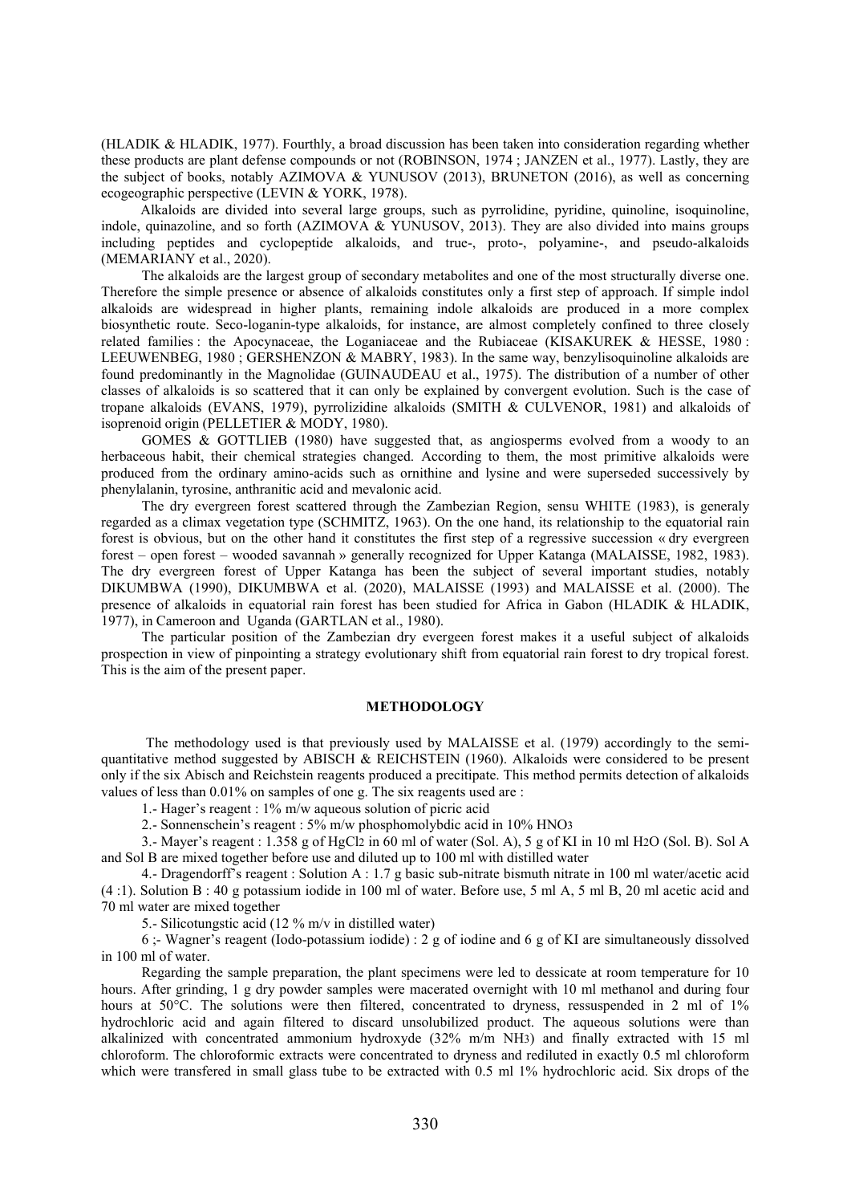(HLADIK & HLADIK, 1977). Fourthly, a broad discussion has been taken into consideration regarding whether these products are plant defense compounds or not (ROBINSON, 1974 ; JANZEN et al., 1977). Lastly, they are the subject of books, notably AZIMOVA & YUNUSOV (2013), BRUNETON (2016), as well as concerning ecogeographic perspective (LEVIN & YORK, 1978).

Alkaloids are divided into several large groups, such as pyrrolidine, pyridine, quinoline, isoquinoline, indole, quinazoline, and so forth (AZIMOVA & YUNUSOV, 2013). They are also divided into mains groups including peptides and cyclopeptide alkaloids, and true-, proto-, polyamine-, and pseudo-alkaloids (MEMARIANY et al., 2020).

The alkaloids are the largest group of secondary metabolites and one of the most structurally diverse one. Therefore the simple presence or absence of alkaloids constitutes only a first step of approach. If simple indol alkaloids are widespread in higher plants, remaining indole alkaloids are produced in a more complex biosynthetic route. Seco-loganin-type alkaloids, for instance, are almost completely confined to three closely related families : the Apocynaceae, the Loganiaceae and the Rubiaceae (KISAKUREK & HESSE, 1980 : LEEUWENBEG, 1980 ; GERSHENZON & MABRY, 1983). In the same way, benzylisoquinoline alkaloids are found predominantly in the Magnolidae (GUINAUDEAU et al., 1975). The distribution of a number of other classes of alkaloids is so scattered that it can only be explained by convergent evolution. Such is the case of tropane alkaloids (EVANS, 1979), pyrrolizidine alkaloids (SMITH & CULVENOR, 1981) and alkaloids of isoprenoid origin (PELLETIER & MODY, 1980).

GOMES & GOTTLIEB (1980) have suggested that, as angiosperms evolved from a woody to an herbaceous habit, their chemical strategies changed. According to them, the most primitive alkaloids were produced from the ordinary amino-acids such as ornithine and lysine and were superseded successively by phenylalanin, tyrosine, anthranitic acid and mevalonic acid.

The dry evergreen forest scattered through the Zambezian Region, sensu WHITE (1983), is generaly regarded as a climax vegetation type (SCHMITZ, 1963). On the one hand, its relationship to the equatorial rain forest is obvious, but on the other hand it constitutes the first step of a regressive succession « dry evergreen forest – open forest – wooded savannah » generally recognized for Upper Katanga (MALAISSE, 1982, 1983). The dry evergreen forest of Upper Katanga has been the subject of several important studies, notably DIKUMBWA (1990), DIKUMBWA et al. (2020), MALAISSE (1993) and MALAISSE et al. (2000). The presence of alkaloids in equatorial rain forest has been studied for Africa in Gabon (HLADIK & HLADIK, 1977), in Cameroon and Uganda (GARTLAN et al., 1980).

The particular position of the Zambezian dry evergeen forest makes it a useful subject of alkaloids prospection in view of pinpointing a strategy evolutionary shift from equatorial rain forest to dry tropical forest. This is the aim of the present paper.

## METHODOLOGY

The methodology used is that previously used by MALAISSE et al. (1979) accordingly to the semi-quantitative method suggested by ABISCH & REICHSTEIN (1960). Alkaloids were considered to be present only if the six Abisch and Reichstein reagents produced a precitipate. This method permits detection of alkaloids values of less than 0.01% on samples of one g. The six reagents used are :

1.- Hager's reagent : 1% m/w aqueous solution of picric acid

2.- Sonnenschein's reagent : 5% m/w phosphomolybdic acid in 10% $HNO_3$

3.- Mayer's reagent : 1.358 g of $HgCl_2$ in 60 ml of water (Sol. A), 5 g of KI in 10 ml $H_2O$ (Sol. B). Sol A and Sol B are mixed together before use and diluted up to 100 ml with distilled water

4.- Dragendorff's reagent : Solution A : 1.7 g basic sub-nitrate bismuth nitrate in 100 ml water/acetic acid (4 :1). Solution B : 40 g potassium iodide in 100 ml of water. Before use, 5 ml A, 5 ml B, 20 ml acetic acid and 70 ml water are mixed together

5.- Silicotungstic acid (12 % m/v in distilled water)

6 ;- Wagner's reagent (Iodo-potassium iodide) : 2 g of iodine and 6 g of KI are simultaneously dissolved in 100 ml of water.

Regarding the sample preparation, the plant specimens were led to dessicate at room temperature for 10 hours. After grinding, 1 g dry powder samples were macerated overnight with 10 ml methanol and during four hours at 50°C. The solutions were then filtered, concentrated to dryness, ressuspended in 2 ml of 1% hydrochloric acid and again filtered to discard unsolubilized product. The aqueous solutions were than alkalinized with concentrated ammonium hydroxyde (32% m/m $NH_3$) and finally extracted with 15 ml chloroform. The chloroformic extracts were concentrated to dryness and rediluted in exactly 0.5 ml chloroform which were transfered in small glass tube to be extracted with 0.5 ml 1% hydrochloric acid. Six drops of the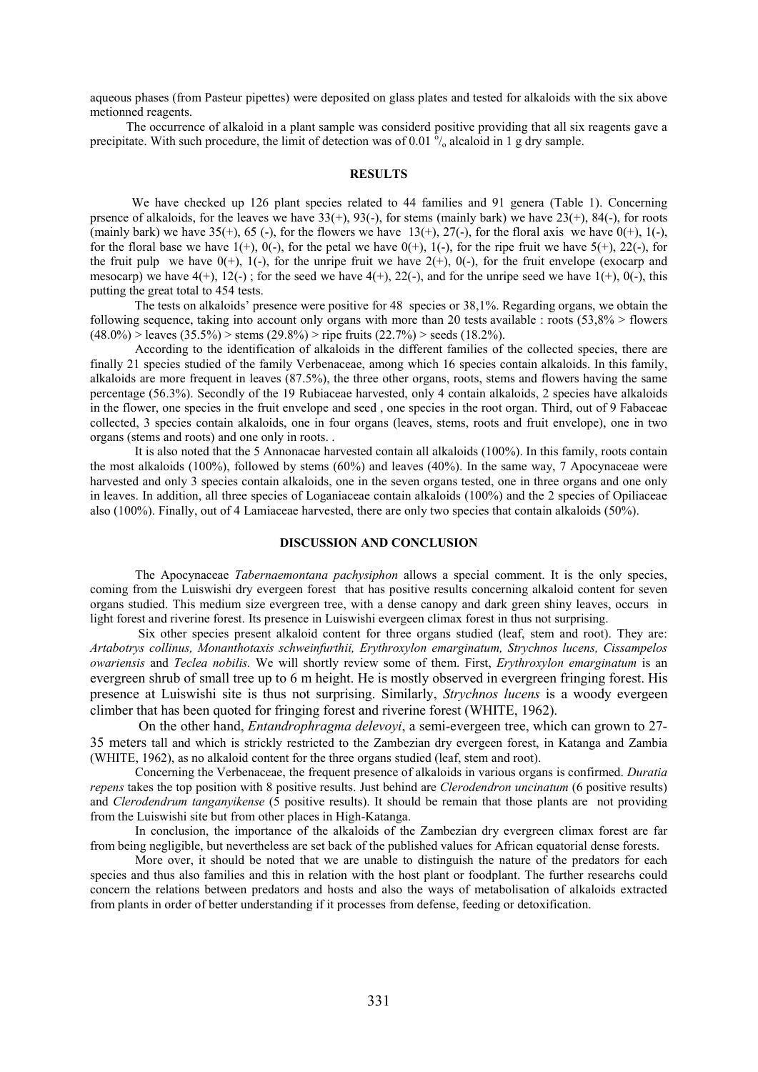aqueous phases (from Pasteur pipettes) were deposited on glass plates and tested for alkaloids with the six above metionned reagents.

The occurrence of alkaloid in a plant sample was considerd positive providing that all six reagents gave a precipitate. With such procedure, the limit of detection was of 0.01 °/o alcaloid in 1 g dry sample.

## RESULTS

We have checked up 126 plant species related to 44 families and 91 genera (Table 1). Concerning prsence of alkaloids, for the leaves we have 33(+), 93(-), for stems (mainly bark) we have 23(+), 84(-), for roots (mainly bark) we have 35(+), 65 (-), for the flowers we have 13(+), 27(-), for the floral axis we have 0(+), 1(-), for the floral base we have 1(+), 0(-), for the petal we have 0(+), 1(-), for the ripe fruit we have 5(+), 22(-), for the fruit pulp we have 0(+), 1(-), for the unripe fruit we have 2(+), 0(-), for the fruit envelope (exocarp and mesocarp) we have 4(+), 12(-) ; for the seed we have 4(+), 22(-), and for the unripe seed we have 1(+), 0(-), this putting the great total to 454 tests.

The tests on alkaloids' presence were positive for 48 species or 38,1%. Regarding organs, we obtain the following sequence, taking into account only organs with more than 20 tests available : roots (53,8% > flowers (48.0%) > leaves (35.5%) > stems (29.8%) > ripe fruits (22.7%) > seeds (18.2%).

According to the identification of alkaloids in the different families of the collected species, there are finally 21 species studied of the family Verbenaceae, among which 16 species contain alkaloids. In this family, alkaloids are more frequent in leaves (87.5%), the three other organs, roots, stems and flowers having the same percentage (56.3%). Secondly of the 19 Rubiaceae harvested, only 4 contain alkaloids, 2 species have alkaloids in the flower, one species in the fruit envelope and seed , one species in the root organ. Third, out of 9 Fabaceae collected, 3 species contain alkaloids, one in four organs (leaves, stems, roots and fruit envelope), one in two organs (stems and roots) and one only in roots. .

It is also noted that the 5 Annonacae harvested contain all alkaloids (100%). In this family, roots contain the most alkaloids (100%), followed by stems (60%) and leaves (40%). In the same way, 7 Apocynaceae were harvested and only 3 species contain alkaloids, one in the seven organs tested, one in three organs and one only in leaves. In addition, all three species of Loganiaceae contain alkaloids (100%) and the 2 species of Opiliaceae also (100%). Finally, out of 4 Lamiaceae harvested, there are only two species that contain alkaloids (50%).

## DISCUSSION AND CONCLUSION

The Apocynaceae *Tabernaemontana pachysiphon* allows a special comment. It is the only species, coming from the Luiswishi dry evergeen forest that has positive results concerning alkaloid content for seven organs studied. This medium size evergreen tree, with a dense canopy and dark green shiny leaves, occurs in light forest and riverine forest. Its presence in Luiswishi evergeen climax forest in thus not surprising.

Six other species present alkaloid content for three organs studied (leaf, stem and root). They are: *Artabotrys collinus, Monanthotaxis schweinfurthii, Erythroxylon emarginatum, Strychnos lucens, Cissampelos owariensis* and *Teclea nobilis.* We will shortly review some of them. First, *Erythroxylon emarginatum* is an evergreen shrub of small tree up to 6 m height. He is mostly observed in evergreen fringing forest. His presence at Luiswishi site is thus not surprising. Similarly, *Strychnos lucens* is a woody evergeen climber that has been quoted for fringing forest and riverine forest (WHITE, 1962).

On the other hand, *Entandrophragma delevoyi*, a semi-evergeen tree, which can grown to 27-35 meters tall and which is strickly restricted to the Zambezian dry evergeen forest, in Katanga and Zambia (WHITE, 1962), as no alkaloid content for the three organs studied (leaf, stem and root).

Concerning the Verbenaceae, the frequent presence of alkaloids in various organs is confirmed. *Duratia repens* takes the top position with 8 positive results. Just behind are *Clerodendron uncinatum* (6 positive results) and *Clerodendrum tanganyikense* (5 positive results). It should be remain that those plants are not providing from the Luiswishi site but from other places in High-Katanga.

In conclusion, the importance of the alkaloids of the Zambezian dry evergreen climax forest are far from being negligible, but nevertheless are set back of the published values for African equatorial dense forests.

More over, it should be noted that we are unable to distinguish the nature of the predators for each species and thus also families and this in relation with the host plant or foodplant. The further researchs could concern the relations between predators and hosts and also the ways of metabolisation of alkaloids extracted from plants in order of better understanding if it processes from defense, feeding or detoxification.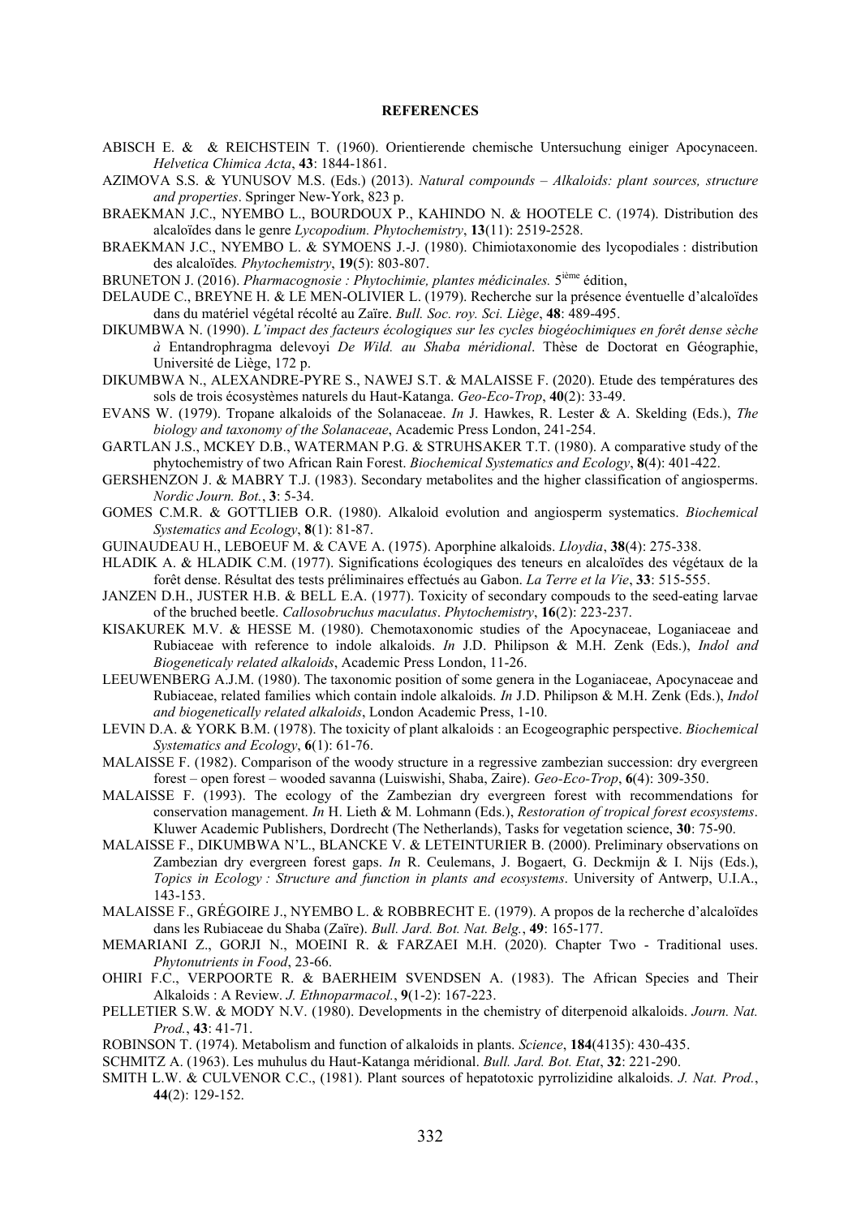## REFERENCES

ABISCH E. & & REICHSTEIN T. (1960). Orientierende chemische Untersuchung einiger Apocynaceen. *Helvetica Chimica Acta*, **43**: 1844-1861.

AZIMOVA S.S. & YUNUSOV M.S. (Eds.) (2013). *Natural compounds – Alkaloids: plant sources, structure and properties*. Springer New-York, 823 p.

BRAEKMAN J.C., NYEMBO L., BOURDOUX P., KAHINDO N. & HOOTELE C. (1974). Distribution des alcaloïdes dans le genre *Lycopodium*. *Phytochemistry*, **13**(11): 2519-2528.

BRAEKMAN J.C., NYEMBO L. & SYMOENS J.-J. (1980). Chimiotaxonomie des lycopodiales : distribution des alcaloïdes. *Phytochemistry*, **19**(5): 803-807.

BRUNETON J. (2016). *Pharmacognosie : Phytochimie, plantes médicinales.* 5ième édition,

DELAUDE C., BREYNE H. & LE MEN-OLIVIER L. (1979). Recherche sur la présence éventuelle d'alcaloïdes dans du matériel végétal récolté au Zaïre. *Bull. Soc. roy. Sci. Liège*, **48**: 489-495.

DIKUMBWA N. (1990). *L'impact des facteurs écologiques sur les cycles biogéochimiques en forêt dense sèche à* Entandrophragma delevoyi *De Wild. au Shaba méridional*. Thèse de Doctorat en Géographie, Université de Liège, 172 p.

DIKUMBWA N., ALEXANDRE-PYRE S., NAWEJ S.T. & MALAISSE F. (2020). Etude des températures des sols de trois écosystèmes naturels du Haut-Katanga. *Geo-Eco-Trop*, **40**(2): 33-49.

EVANS W. (1979). Tropane alkaloids of the Solanaceae. *In* J. Hawkes, R. Lester & A. Skelding (Eds.), *The biology and taxonomy of the Solanaceae*, Academic Press London, 241-254.

GARTLAN J.S., MCKEY D.B., WATERMAN P.G. & STRUHSAKER T.T. (1980). A comparative study of the phytochemistry of two African Rain Forest. *Biochemical Systematics and Ecology*, **8**(4): 401-422.

GERSHENZON J. & MABRY T.J. (1983). Secondary metabolites and the higher classification of angiosperms. *Nordic Journ. Bot.*, **3**: 5-34.

GOMES C.M.R. & GOTTLIEB O.R. (1980). Alkaloid evolution and angiosperm systematics. *Biochemical Systematics and Ecology*, **8**(1): 81-87.

GUINAUDEAU H., LEBOEUF M. & CAVE A. (1975). Aporphine alkaloids. *Lloydia*, **38**(4): 275-338.

HLADIK A. & HLADIK C.M. (1977). Significations écologiques des teneurs en alcaloïdes des végétaux de la forêt dense. Résultat des tests préliminaires effectués au Gabon. *La Terre et la Vie*, **33**: 515-555.

JANZEN D.H., JUSTER H.B. & BELL E.A. (1977). Toxicity of secondary compouds to the seed-eating larvae of the bruched beetle. *Callosobruchus maculatus*. *Phytochemistry*, **16**(2): 223-237.

KISAKUREK M.V. & HESSE M. (1980). Chemotaxonomic studies of the Apocynaceae, Loganiaceae and Rubiaceae with reference to indole alkaloids. *In* J.D. Philipson & M.H. Zenk (Eds.), *Indol and Biogeneticaly related alkaloids*, Academic Press London, 11-26.

LEEUWENBERG A.J.M. (1980). The taxonomic position of some genera in the Loganiaceae, Apocynaceae and Rubiaceae, related families which contain indole alkaloids. *In* J.D. Philipson & M.H. Zenk (Eds.), *Indol and biogenetically related alkaloids*, London Academic Press, 1-10.

LEVIN D.A. & YORK B.M. (1978). The toxicity of plant alkaloids : an Ecogeographic perspective. *Biochemical Systematics and Ecology*, **6**(1): 61-76.

MALAISSE F. (1982). Comparison of the woody structure in a regressive zambezian succession: dry evergreen forest – open forest – wooded savanna (Luiswishi, Shaba, Zaire). *Geo-Eco-Trop*, **6**(4): 309-350.

MALAISSE F. (1993). The ecology of the Zambezian dry evergreen forest with recommendations for conservation management. *In* H. Lieth & M. Lohmann (Eds.), *Restoration of tropical forest ecosystems*. Kluwer Academic Publishers, Dordrecht (The Netherlands), Tasks for vegetation science, **30**: 75-90.

MALAISSE F., DIKUMBWA N'L., BLANCKE V. & LETEINTURIER B. (2000). Preliminary observations on Zambezian dry evergreen forest gaps. *In* R. Ceulemans, J. Bogaert, G. Deckmijn & I. Nijs (Eds.), *Topics in Ecology : Structure and function in plants and ecosystems*. University of Antwerp, U.I.A., 143-153.

MALAISSE F., GRÉGOIRE J., NYEMBO L. & ROBBRECHT E. (1979). A propos de la recherche d'alcaloïdes dans les Rubiaceae du Shaba (Zaïre). *Bull. Jard. Bot. Nat. Belg.*, **49**: 165-177.

MEMARIANI Z., GORJI N., MOEINI R. & FARZAEI M.H. (2020). Chapter Two - Traditional uses. *Phytonutrients in Food*, 23-66.

OHIRI F.C., VERPOORTE R. & BAERHEIM SVENDSEN A. (1983). The African Species and Their Alkaloids : A Review. *J. Ethnoparmacol.*, **9**(1-2): 167-223.

PELLETIER S.W. & MODY N.V. (1980). Developments in the chemistry of diterpenoid alkaloids. *Journ. Nat. Prod.*, **43**: 41-71.

ROBINSON T. (1974). Metabolism and function of alkaloids in plants. *Science*, **184**(4135): 430-435.

SCHMITZ A. (1963). Les muhulus du Haut-Katanga méridional. *Bull. Jard. Bot. Etat*, **32**: 221-290.

SMITH L.W. & CULVENOR C.C., (1981). Plant sources of hepatotoxic pyrrolizidine alkaloids. *J. Nat. Prod.*, **44**(2): 129-152.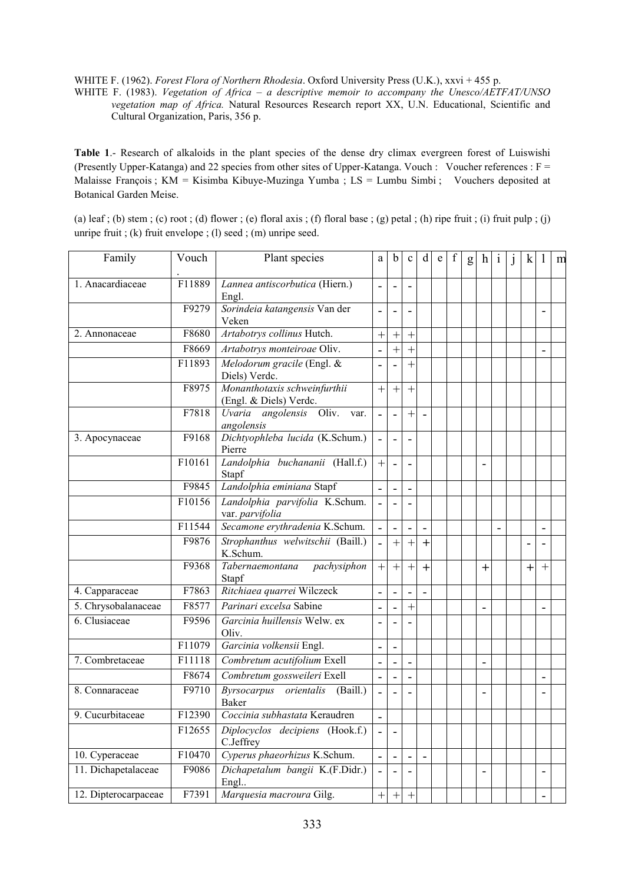WHITE F. (1962). *Forest Flora of Northern Rhodesia*. Oxford University Press (U.K.), xxvi + 455 p.

WHITE F. (1983). *Vegetation of Africa – a descriptive memoir to accompany the Unesco/AETFAT/UNSO vegetation map of Africa.* Natural Resources Research report XX, U.N. Educational, Scientific and Cultural Organization, Paris, 356 p.

**Table 1**.- Research of alkaloids in the plant species of the dense dry climax evergreen forest of Luiswishi (Presently Upper-Katanga) and 22 species from other sites of Upper-Katanga. Vouch : Voucher references : F = Malaisse François ; KM = Kisimba Kibuye-Muzinga Yumba ; LS = Lumbu Simbi ; Vouchers deposited at Botanical Garden Meise.

(a) leaf ; (b) stem ; (c) root ; (d) flower ; (e) floral axis ; (f) floral base ; (g) petal ; (h) ripe fruit ; (i) fruit pulp ; (j) unripe fruit ; (k) fruit envelope ; (l) seed ; (m) unripe seed.

| Family | Vouch. | Plant species | a | b | c | d | e | f | g | h | i | j | k | l | m |
|---|---|---|---|---|---|---|---|---|---|---|---|---|---|---|---|
| 1. Anacardiaceae | F11889 | *Lannea antiscorbutica* (Hiern.) Engl. | - | - | - | | | | | | | | | | |
| | F9279 | *Sorindeia katangensis* Van der Veken | - | - | - | | | | | | | | | - | |
| 2. Annonaceae | F8680 | *Artabotrys collinus* Hutch. | + | + | + | | | | | | | | | | |
| | F8669 | *Artabotrys monteiroae* Oliv. | - | + | + | | | | | | | | | - | |
| | F11893 | *Melodorum gracile* (Engl. & Diels) Verdc. | - | - | + | | | | | | | | | | |
| | F8975 | *Monanthotaxis schweinfurthii* (Engl. & Diels) Verdc. | + | + | + | | | | | | | | | | |
| | F7818 | *Uvaria angolensis* Oliv. var. *angolensis* | - | - | + | - | | | | | | | | | |
| 3. Apocynaceae | F9168 | *Dichtyophleba lucida* (K.Schum.) Pierre | - | - | - | | | | | | | | | | |
| | F10161 | *Landolphia buchananii* (Hall.f.) Stapf | + | - | - | | | | | - | | | | | |
| | F9845 | *Landolphia eminiana* Stapf | - | - | - | | | | | | | | | | |
| | F10156 | *Landolphia parvifolia* K.Schum. var. *parvifolia* | - | - | - | | | | | | | | | | |
| | F11544 | *Secamone erythradenia* K.Schum. | - | - | - | - | | | | | - | | | - | |
| | F9876 | *Strophanthus welwitschii* (Baill.) K.Schum. | - | + | + | + | | | | | | | - | - | |
| | F9368 | *Tabernaemontana pachysiphon* Stapf | + | + | + | + | | | | + | | | + | + | |
| 4. Capparaceae | F7863 | *Ritchiaea quarrei* Wilczeck | - | - | - | - | | | | | | | | | |
| 5. Chrysobalanaceae | F8577 | *Parinari excelsa* Sabine | - | - | + | | | | | - | | | | - | |
| 6. Clusiaceae | F9596 | *Garcinia huillensis* Welw. ex Oliv. | - | - | - | | | | | | | | | | |
| | F11079 | *Garcinia volkensii* Engl. | - | - | | | | | | | | | | | |
| 7. Combretaceae | F11118 | *Combretum acutifolium* Exell | - | - | - | | | | | - | | | | | |
| | F8674 | *Combretum gossweileri* Exell | - | - | - | | | | | | | | | - | |
| 8. Connaraceae | F9710 | *Byrsocarpus orientalis* (Baill.) Baker | - | - | - | | | | | - | | | | - | |
| 9. Cucurbitaceae | F12390 | *Coccinia subhastata* Keraudren | - | | | | | | | | | | | | |
| | F12655 | *Diplocyclos decipiens* (Hook.f.) C.Jeffrey | - | - | | | | | | | | | | | |
| 10. Cyperaceae | F10470 | *Cyperus phaeorhizus* K.Schum. | - | - | - | - | | | | | | | | | |
| 11. Dichapetalaceae | F9086 | *Dichapetalum bangii* K.(F.Didr.) Engl.. | - | - | - | | | | | - | | | | - | |
| 12. Dipterocarpaceae | F7391 | *Marquesia macroura* Gilg. | + | + | + | | | | | | | | | - | |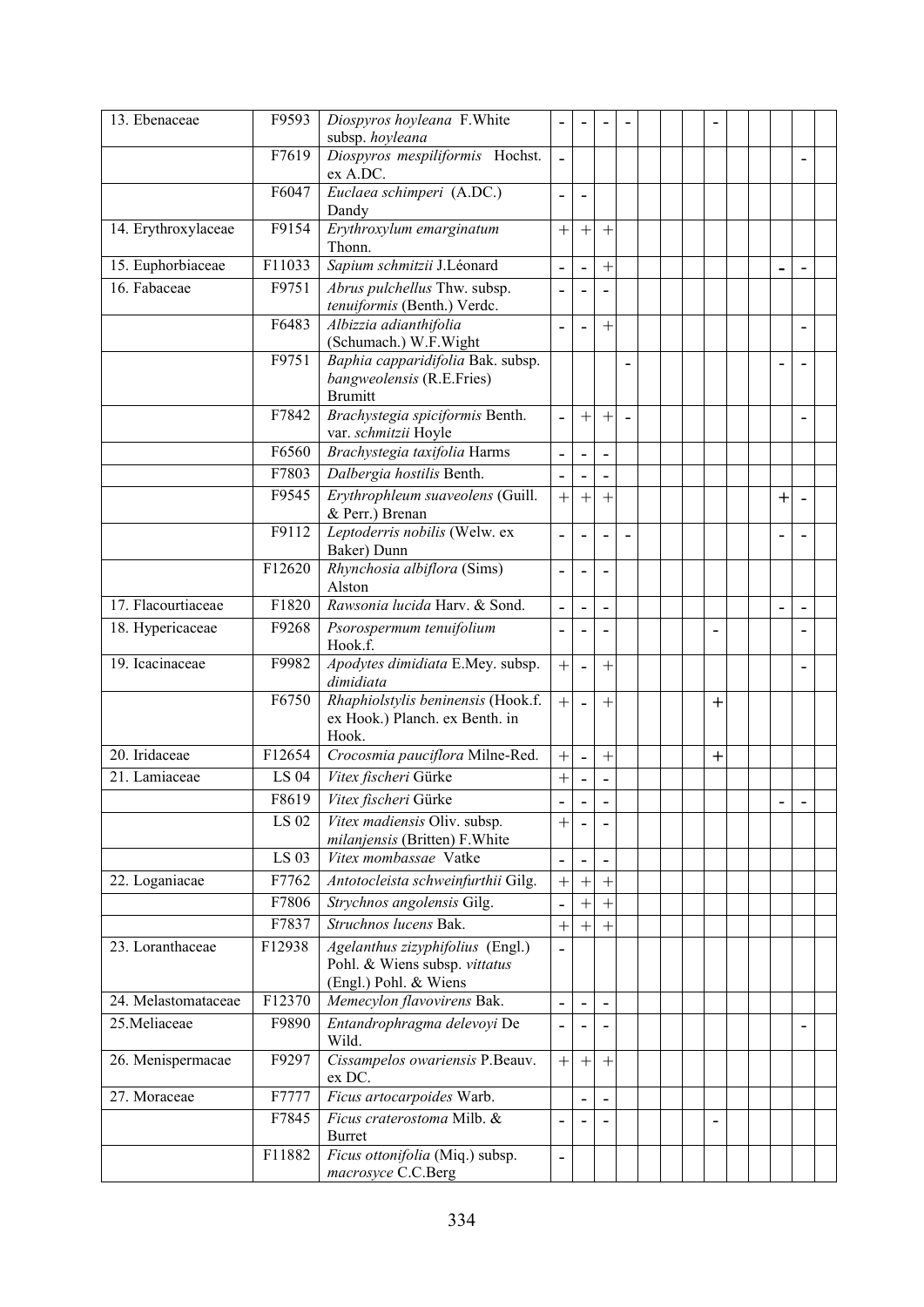| | | | | | | | | | | | | | | | |
|---|---|---|---|---|---|---|---|---|---|---|---|---|---|---|---|
| 13. Ebenaceae | F9593 | *Diospyros hoyleana* F.White subsp. *hoyleana* | - | - | - | - | | | | - | | | | | |
| | F7619 | *Diospyros mespiliformis* Hochst. ex A.DC. | - | | | | | | | | | | | - | |
| | F6047 | *Euclaea schimperi* (A.DC.) Dandy | - | - | | | | | | | | | | | |
| 14. Erythroxylaceae | F9154 | *Erythroxylum emarginatum* Thonn. | + | + | + | | | | | | | | | | |
| 15. Euphorbiaceae | F11033 | *Sapium schmitzii* J.Léonard | - | - | + | | | | | | | | - | - | |
| 16. Fabaceae | F9751 | *Abrus pulchellus* Thw. subsp. *tenuiformis* (Benth.) Verdc. | - | - | - | | | | | | | | | | |
| | F6483 | *Albizzia adianthifolia* (Schumach.) W.F.Wight | - | - | + | | | | | | | | | - | |
| | F9751 | *Baphia capparidifolia* Bak. subsp. *bangweolensis* (R.E.Fries) Brumitt | | | | - | | | | | | | - | - | |
| | F7842 | *Brachystegia spiciformis* Benth. var. *schmitzii* Hoyle | - | + | + | - | | | | | | | | - | |
| | F6560 | *Brachystegia taxifolia* Harms | - | - | - | | | | | | | | | | |
| | F7803 | *Dalbergia hostilis* Benth. | - | - | - | | | | | | | | | | |
| | F9545 | *Erythrophleum suaveolens* (Guill. & Perr.) Brenan | + | + | + | | | | | | | | + | - | |
| | F9112 | *Leptoderris nobilis* (Welw. ex Baker) Dunn | - | - | - | - | | | | | | | - | - | |
| | F12620 | *Rhynchosia albiflora* (Sims) Alston | - | - | - | | | | | | | | | | |
| 17. Flacourtiaceae | F1820 | *Rawsonia lucida* Harv. & Sond. | - | - | - | | | | | | | | - | - | |
| 18. Hypericaceae | F9268 | *Psorospermum tenuifolium* Hook.f. | - | - | - | | | | | - | | | | - | |
| 19. Icacinaceae | F9982 | *Apodytes dimidiata* E.Mey. subsp. *dimidiata* | + | - | + | | | | | | | | | - | |
| | F6750 | *Rhaphiolstylis beninensis* (Hook.f. ex Hook.) Planch. ex Benth. in Hook. | + | - | + | | | | | + | | | | | |
| 20. Iridaceae | F12654 | *Crocosmia pauciflora* Milne-Red. | + | - | + | | | | | + | | | | | |
| 21. Lamiaceae | LS 04 | *Vitex fischeri* Gürke | + | - | - | | | | | | | | | | |
| | F8619 | *Vitex fischeri* Gürke | - | - | - | | | | | | | | - | - | |
| | LS 02 | *Vitex madiensis* Oliv. subsp. *milanjensis* (Britten) F.White | + | - | - | | | | | | | | | | |
| | LS 03 | *Vitex mombassae* Vatke | - | - | - | | | | | | | | | | |
| 22. Loganiaceae | F7762 | *Antotocleista schweinfurthii* Gilg. | + | + | + | | | | | | | | | | |
| | F7806 | *Strychnos angolensis* Gilg. | - | + | + | | | | | | | | | | |
| | F7837 | *Struchnos lucens* Bak. | + | + | + | | | | | | | | | | |
| 23. Loranthaceae | F12938 | *Agelanthus zizyphifolius* (Engl.) Pohl. & Wiens subsp. *vittatus* (Engl.) Pohl. & Wiens | - | | | | | | | | | | | | |
| 24. Melastomataceae | F12370 | *Memecylon flavovirens* Bak. | - | - | - | | | | | | | | | | |
| 25.Meliaceae | F9890 | *Entandrophragma delevoyi* De Wild. | - | - | - | | | | | | | | | - | |
| 26. Menispermacae | F9297 | *Cissampelos owariensis* P.Beauv. ex DC. | + | + | + | | | | | | | | | | |
| 27. Moraceae | F7777 | *Ficus artocarpoides* Warb. | | - | - | | | | | | | | | | |
| | F7845 | *Ficus craterostoma* Milb. & Burret | - | - | - | | | | | - | | | | | |
| | F11882 | *Ficus ottonifolia* (Miq.) subsp. *macrosyce* C.C.Berg | - | | | | | | | | | | | | |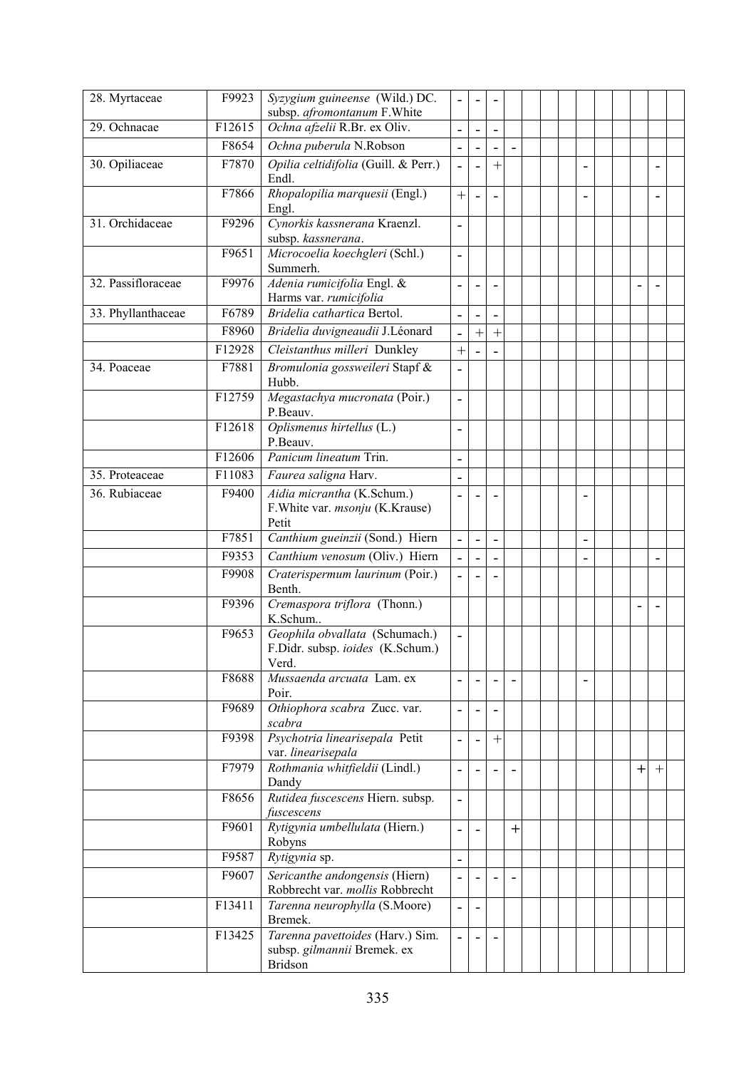| | | | | | | | | | | | | | | | |
|---|---|---|---|---|---|---|---|---|---|---|---|---|---|---|---|
| 28. Myrtaceae | F9923 | *Syzygium guineense* (Wild.) DC. subsp. *afromontanum* F.White | - | - | - | | | | | | | | | | |
| 29. Ochnacae | F12615 | *Ochna afzelii* R.Br. ex Oliv. | - | - | - | | | | | | | | | | |
| | F8654 | *Ochna puberula* N.Robson | - | - | - | - | | | | | | | | | |
| 30. Opiliaceae | F7870 | *Opilia celtidifolia* (Guill. & Perr.) Endl. | - | - | + | | | | | - | | | | - | |
| | F7866 | *Rhopalopilia marquesii* (Engl.) Engl. | + | - | - | | | | | - | | | | - | |
| 31. Orchidaceae | F9296 | *Cynorkis kassnerana* Kraenzl. subsp. *kassnerana*. | - | | | | | | | | | | | | |
| | F9651 | *Microcoelia koechgleri* (Schl.) Summerh. | - | | | | | | | | | | | | |
| 32. Passifloraceae | F9976 | *Adenia rumicifolia* Engl. & Harms var. *rumicifolia* | - | - | - | | | | | | | | - | - | |
| 33. Phyllanthaceae | F6789 | *Bridelia cathartica* Bertol. | - | - | - | | | | | | | | | | |
| | F8960 | *Bridelia duvigneaudii* J.Léonard | - | + | + | | | | | | | | | | |
| | F12928 | *Cleistanthus milleri* Dunkley | + | - | - | | | | | | | | | | |
| 34. Poaceae | F7881 | *Bromulonia gossweileri* Stapf & Hubb. | - | | | | | | | | | | | | |
| | F12759 | *Megastachya mucronata* (Poir.) P.Beauv. | - | | | | | | | | | | | | |
| | F12618 | *Oplismenus hirtellus* (L.) P.Beauv. | - | | | | | | | | | | | | |
| | F12606 | *Panicum lineatum* Trin. | - | | | | | | | | | | | | |
| 35. Proteaceae | F11083 | *Faurea saligna* Harv. | - | | | | | | | | | | | | |
| 36. Rubiaceae | F9400 | *Aidia micrantha* (K.Schum.) F.White var. *msonju* (K.Krause) Petit | - | - | - | | | | | - | | | | | |
| | F7851 | *Canthium gueinzii* (Sond.) Hiern | - | - | - | | | | | - | | | | | |
| | F9353 | *Canthium venosum* (Oliv.) Hiern | - | - | - | | | | | - | | | | - | |
| | F9908 | *Craterispermum laurinum* (Poir.) Benth. | - | - | - | | | | | | | | | | |
| | F9396 | *Cremaspora triflora* (Thonn.) K.Schum.. | | | | | | | | | | | - | - | |
| | F9653 | *Geophila obvallata* (Schumach.) F.Didr. subsp. *ioides* (K.Schum.) Verd. | - | | | | | | | | | | | | |
| | F8688 | *Mussaenda arcuata* Lam. ex Poir. | - | - | - | - | | | | - | | | | | |
| | F9689 | *Othiophora scabra* Zucc. var. *scabra* | - | - | - | | | | | | | | | | |
| | F9398 | *Psychotria linearisepala* Petit var. *linearisepala* | - | - | + | | | | | | | | | | |
| | F7979 | *Rothmania whitfieldii* (Lindl.) Dandy | - | - | - | - | | | | | | | + | + | |
| | F8656 | *Rutidea fuscescens* Hiern. subsp. *fuscescens* | - | | | | | | | | | | | | |
| | F9601 | *Rytigynia umbellulata* (Hiern.) Robyns | - | - | | + | | | | | | | | | |
| | F9587 | *Rytigynia* sp. | - | | | | | | | | | | | | |
| | F9607 | *Sericanthe andongensis* (Hiern) Robbrecht var. *mollis* Robbrecht | - | - | - | - | | | | | | | | | |
| | F13411 | *Tarenna neurophylla* (S.Moore) Bremek. | - | - | | | | | | | | | | | |
| | F13425 | *Tarenna pavettoides* (Harv.) Sim. subsp. *gilmannii* Bremek. ex Bridson | - | - | - | | | | | | | | | | |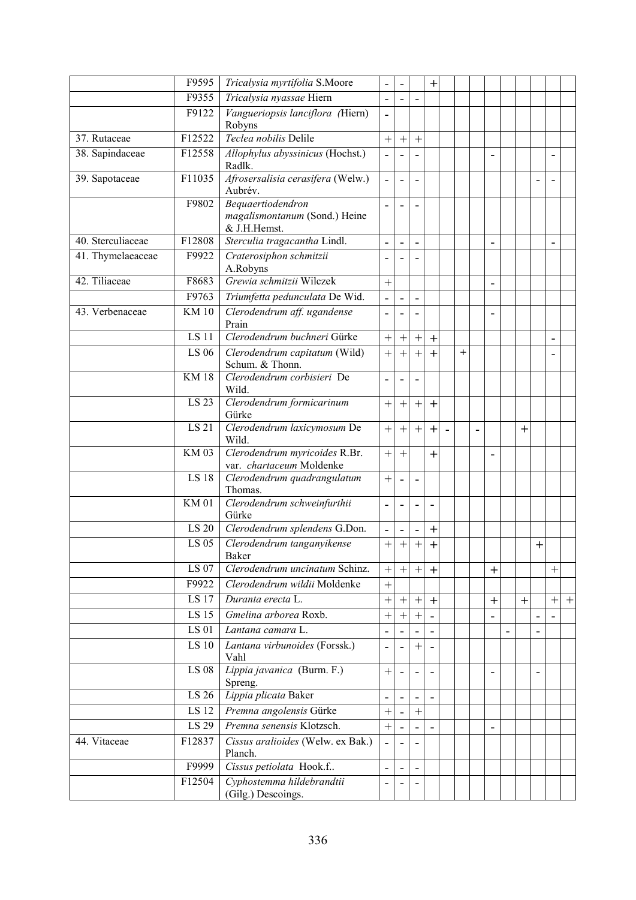| | | | | | | | | | | | | | | | |
|---|---|---|---|---|---|---|---|---|---|---|---|---|---|---|---|
| | F9595 | *Tricalysia myrtifolia* S.Moore | - | - | | + | | | | | | | | | |
| | F9355 | *Tricalysia nyassae* Hiern | - | - | - | | | | | | | | | | |
| | F9122 | *Vangueriopsis lanciflora (*Hiern) Robyns | - | | | | | | | | | | | | |
| 37. Rutaceae | F12522 | *Teclea nobilis* Delile | + | + | + | | | | | | | | | | |
| 38. Sapindaceae | F12558 | *Allophylus abyssinicus* (Hochst.) Radlk. | - | - | - | | | | | - | | | | - | |
| 39. Sapotaceae | F11035 | *Afrosersalisia cerasifera* (Welw.) Aubrév. | - | - | - | | | | | | | | - | - | |
| | F9802 | *Bequaertiodendron magalismontanum* (Sond.) Heine & J.H.Hemst. | - | - | - | | | | | | | | | | |
| 40. Sterculiaceae | F12808 | *Sterculia tragacantha* Lindl. | - | - | - | | | | | - | | | | - | |
| 41. Thymelaeaceae | F9922 | *Craterosiphon schmitzii* A.Robyns | - | - | - | | | | | | | | | | |
| 42. Tiliaceae | F8683 | *Grewia schmitzii* Wilczek | + | | | | | | | - | | | | | |
| | F9763 | *Triumfetta pedunculata* De Wid. | - | - | - | | | | | | | | | | |
| 43. Verbenaceae | KM 10 | *Clerodendrum aff. ugandense* Prain | - | - | - | | | | | - | | | | | |
| | LS 11 | *Clerodendrum buchneri* Gürke | + | + | + | + | | | | | | | | - | |
| | LS 06 | *Clerodendrum capitatum* (Wild) Schum. & Thonn. | + | + | + | + | | + | | | | | | - | |
| | KM 18 | *Clerodendrum corbisieri* De Wild. | - | - | - | | | | | | | | | | |
| | LS 23 | *Clerodendrum formicarinum* Gürke | + | + | + | + | | | | | | | | | |
| | LS 21 | *Clerodendrum laxicymosum* De Wild. | + | + | + | + | - | | - | | | + | | | |
| | KM 03 | *Clerodendrum myricoides* R.Br. var. *chartaceum* Moldenke | + | + | | + | | | | - | | | | | |
| | LS 18 | *Clerodendrum quadrangulatum* Thomas. | + | - | - | | | | | | | | | | |
| | KM 01 | *Clerodendrum schweinfurthii* Gürke | - | - | - | - | | | | | | | | | |
| | LS 20 | *Clerodendrum splendens* G.Don. | - | - | - | + | | | | | | | | | |
| | LS 05 | *Clerodendrum tanganyikense* Baker | + | + | + | + | | | | | | | + | | |
| | LS 07 | *Clerodendrum uncinatum* Schinz. | + | + | + | + | | | | + | | | | + | |
| | F9922 | *Clerodendrum wildii* Moldenke | + | | | | | | | | | | | | |
| | LS 17 | *Duranta erecta* L. | + | + | + | + | | | | + | | + | | + | + |
| | LS 15 | *Gmelina arborea* Roxb. | + | + | + | - | | | | - | | | - | - | |
| | LS 01 | *Lantana camara* L. | - | - | - | - | | | | | - | | - | | |
| | LS 10 | *Lantana virbunoides* (Forssk.) Vahl | - | - | + | - | | | | | | | | | |
| | LS 08 | *Lippia javanica* (Burm. F.) Spreng. | + | - | - | - | | | | - | | | - | | |
| | LS 26 | *Lippia plicata* Baker | - | - | - | - | | | | | | | | | |
| | LS 12 | *Premna angolensis* Gürke | + | - | + | | | | | | | | | | |
| | LS 29 | *Premna senensis* Klotzsch. | + | - | - | - | | | | - | | | | | |
| 44. Vitaceae | F12837 | *Cissus aralioides* (Welw. ex Bak.) Planch. | - | - | - | | | | | | | | | | |
| | F9999 | *Cissus petiolata* Hook.f.. | - | - | - | | | | | | | | | | |
| | F12504 | *Cyphostemma hildebrandtii* (Gilg.) Descoings. | - | - | - | | | | | | | | | | |